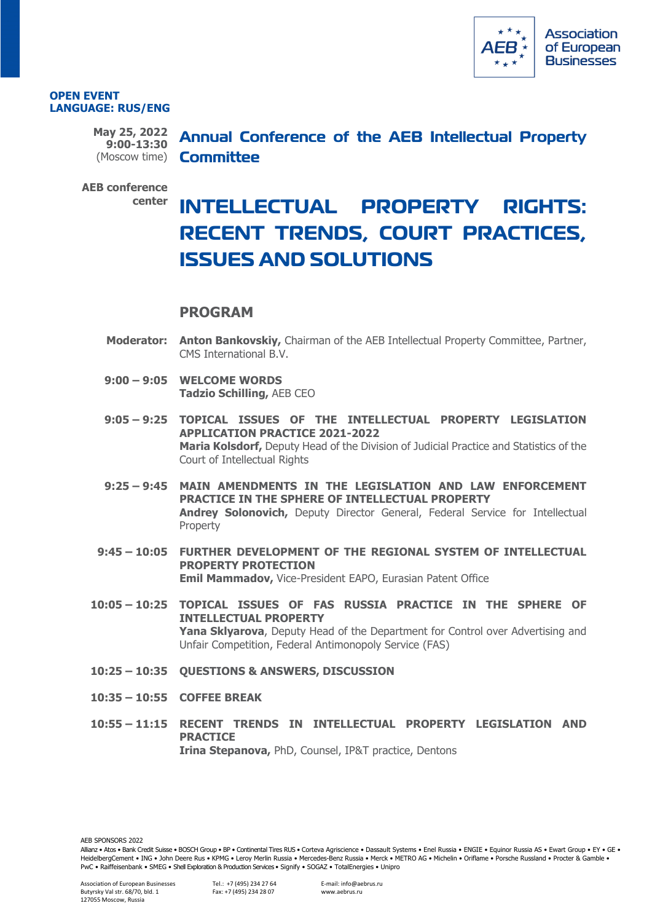Association of European Businesses

**OPEN EVENT**
**LANGUAGE: RUS/ENG**

**May 25, 2022**
**9:00-13:30**
(Moscow time)

**AEB conference center**

## Annual Conference of the AEB Intellectual Property Committee

# INTELLECTUAL PROPERTY RIGHTS: RECENT TRENDS, COURT PRACTICES, ISSUES AND SOLUTIONS

## PROGRAM

**Moderator:** **Anton Bankovskiy,** Chairman of the AEB Intellectual Property Committee, Partner, CMS International B.V.

**9:00 – 9:05** **WELCOME WORDS**
**Tadzio Schilling,** AEB CEO

**9:05 – 9:25** **TOPICAL ISSUES OF THE INTELLECTUAL PROPERTY LEGISLATION APPLICATION PRACTICE 2021-2022**
**Maria Kolsdorf,** Deputy Head of the Division of Judicial Practice and Statistics of the Court of Intellectual Rights

**9:25 – 9:45** **MAIN AMENDMENTS IN THE LEGISLATION AND LAW ENFORCEMENT PRACTICE IN THE SPHERE OF INTELLECTUAL PROPERTY**
**Andrey Solonovich,** Deputy Director General, Federal Service for Intellectual Property

**9:45 – 10:05** **FURTHER DEVELOPMENT OF THE REGIONAL SYSTEM OF INTELLECTUAL PROPERTY PROTECTION**
**Emil Mammadov,** Vice-President EAPO, Eurasian Patent Office

**10:05 – 10:25** **TOPICAL ISSUES OF FAS RUSSIA PRACTICE IN THE SPHERE OF INTELLECTUAL PROPERTY**
**Yana Sklyarova**, Deputy Head of the Department for Control over Advertising and Unfair Competition, Federal Antimonopoly Service (FAS)

**10:25 – 10:35** **QUESTIONS & ANSWERS, DISCUSSION**

**10:35 – 10:55** **COFFEE BREAK**

**10:55 – 11:15** **RECENT TRENDS IN INTELLECTUAL PROPERTY LEGISLATION AND PRACTICE**
**Irina Stepanova,** PhD, Counsel, IP&T practice, Dentons

AEB SPONSORS 2022
Allianz • Atos • Bank Credit Suisse • BOSCH Group • BP • Continental Tires RUS • Corteva Agriscience • Dassault Systems • Enel Russia • ENGIE • Equinor Russia AS • Ewart Group • EY • GE • HeidelbergCement • ING • John Deere Rus • KPMG • Leroy Merlin Russia • Mercedes-Benz Russia • Merck • METRO AG • Michelin • Oriflame • Porsche Russland • Procter & Gamble • PwC • Raiffeisenbank • SMEG • Shell Exploration & Production Services • Signify • SOGAZ • TotalEnergies • Unipro

Association of European Businesses
Butyrsky Val str. 68/70, bld. 1
127055 Moscow, Russia

Tel.: +7 (495) 234 27 64
Fax: +7 (495) 234 28 07

E-mail: info@aebrus.ru
www.aebrus.ru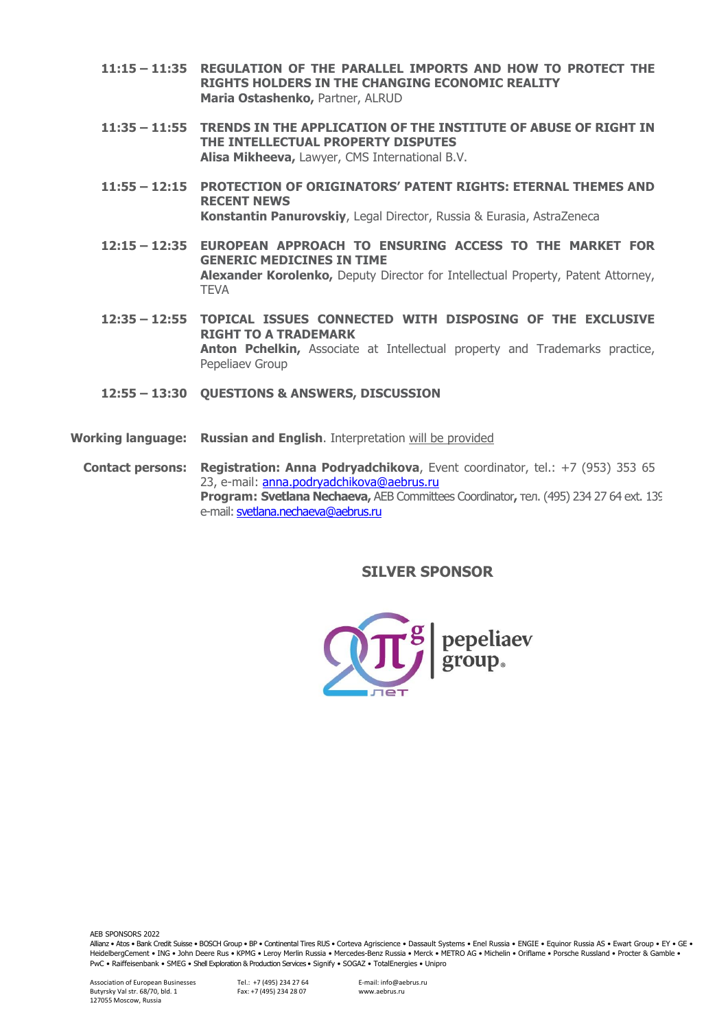**11:15 – 11:35** **REGULATION OF THE PARALLEL IMPORTS AND HOW TO PROTECT THE RIGHTS HOLDERS IN THE CHANGING ECONOMIC REALITY**
**Maria Ostashenko,** Partner, ALRUD

**11:35 – 11:55** **TRENDS IN THE APPLICATION OF THE INSTITUTE OF ABUSE OF RIGHT IN THE INTELLECTUAL PROPERTY DISPUTES**
**Alisa Mikheeva,** Lawyer, CMS International B.V.

**11:55 – 12:15** **PROTECTION OF ORIGINATORS' PATENT RIGHTS: ETERNAL THEMES AND RECENT NEWS**
**Konstantin Panurovskiy**, Legal Director, Russia & Eurasia, AstraZeneca

**12:15 – 12:35** **EUROPEAN APPROACH TO ENSURING ACCESS TO THE MARKET FOR GENERIC MEDICINES IN TIME**
**Alexander Korolenko,** Deputy Director for Intellectual Property, Patent Attorney, TEVA

**12:35 – 12:55** **TOPICAL ISSUES CONNECTED WITH DISPOSING OF THE EXCLUSIVE RIGHT TO A TRADEMARK**
**Anton Pchelkin,** Associate at Intellectual property and Trademarks practice, Pepeliaev Group

**12:55 – 13:30** **QUESTIONS & ANSWERS, DISCUSSION**

**Working language:** **Russian and English**. Interpretation will be provided

**Contact persons:** **Registration: Anna Podryadchikova**, Event coordinator, tel.: +7 (953) 353 65 23, e-mail: anna.podryadchikova@aebrus.ru
**Program: Svetlana Nechaeva,** AEB Committees Coordinator**,** тел. (495) 234 27 64 ext. 139
e-mail: svetlana.nechaeva@aebrus.ru

## SILVER SPONSOR

pepeliaev group

AEB SPONSORS 2022
Allianz • Atos • Bank Credit Suisse • BOSCH Group • BP • Continental Tires RUS • Corteva Agriscience • Dassault Systems • Enel Russia • ENGIE • Equinor Russia AS • Ewart Group • EY • GE • HeidelbergCement • ING • John Deere Rus • KPMG • Leroy Merlin Russia • Mercedes-Benz Russia • Merck • METRO AG • Michelin • Oriflame • Porsche Russland • Procter & Gamble • PwC • Raiffeisenbank • SMEG • Shell Exploration & Production Services • Signify • SOGAZ • TotalEnergies • Unipro

Association of European Businesses
Butyrsky Val str. 68/70, bld. 1
127055 Moscow, Russia

Tel.: +7 (495) 234 27 64
Fax: +7 (495) 234 28 07

E-mail: info@aebrus.ru
www.aebrus.ru